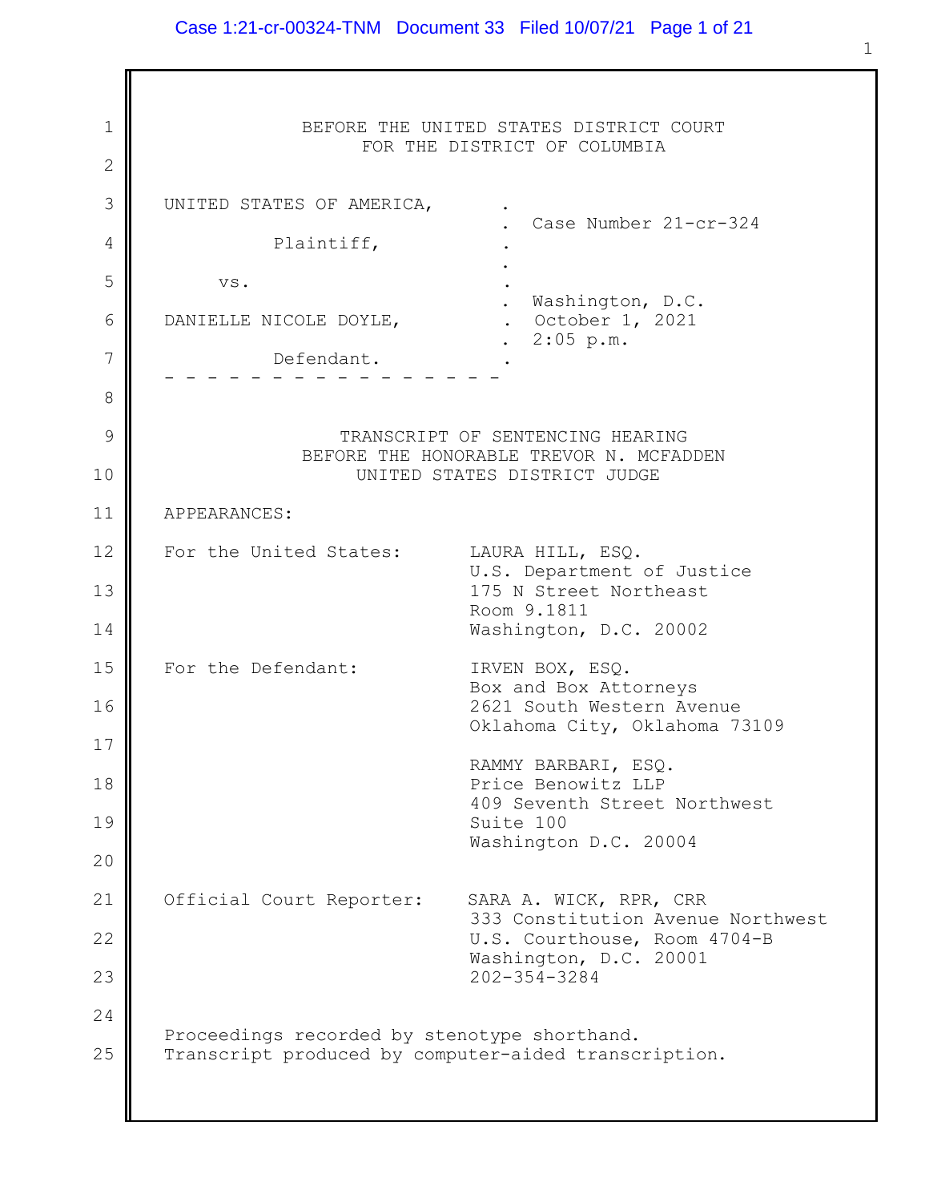BEFORE THE UNITED STATES DISTRICT COURT
FOR THE DISTRICT OF COLUMBIA

UNITED STATES OF AMERICA,
Plaintiff,
vs.
DANIELLE NICOLE DOYLE,
Defendant.

Case Number 21-cr-324

Washington, D.C.
October 1, 2021
2:05 p.m.

TRANSCRIPT OF SENTENCING HEARING
BEFORE THE HONORABLE TREVOR N. MCFADDEN
UNITED STATES DISTRICT JUDGE

APPEARANCES:

For the United States:
LAURA HILL, ESQ.
U.S. Department of Justice
175 N Street Northeast
Room 9.1811
Washington, D.C. 20002

For the Defendant:
IRVEN BOX, ESQ.
Box and Box Attorneys
2621 South Western Avenue
Oklahoma City, Oklahoma 73109

RAMMY BARBARI, ESQ.
Price Benowitz LLP
409 Seventh Street Northwest
Suite 100
Washington D.C. 20004

Official Court Reporter:
SARA A. WICK, RPR, CRR
333 Constitution Avenue Northwest
U.S. Courthouse, Room 4704-B
Washington, D.C. 20001
202-354-3284

Proceedings recorded by stenotype shorthand.
Transcript produced by computer-aided transcription.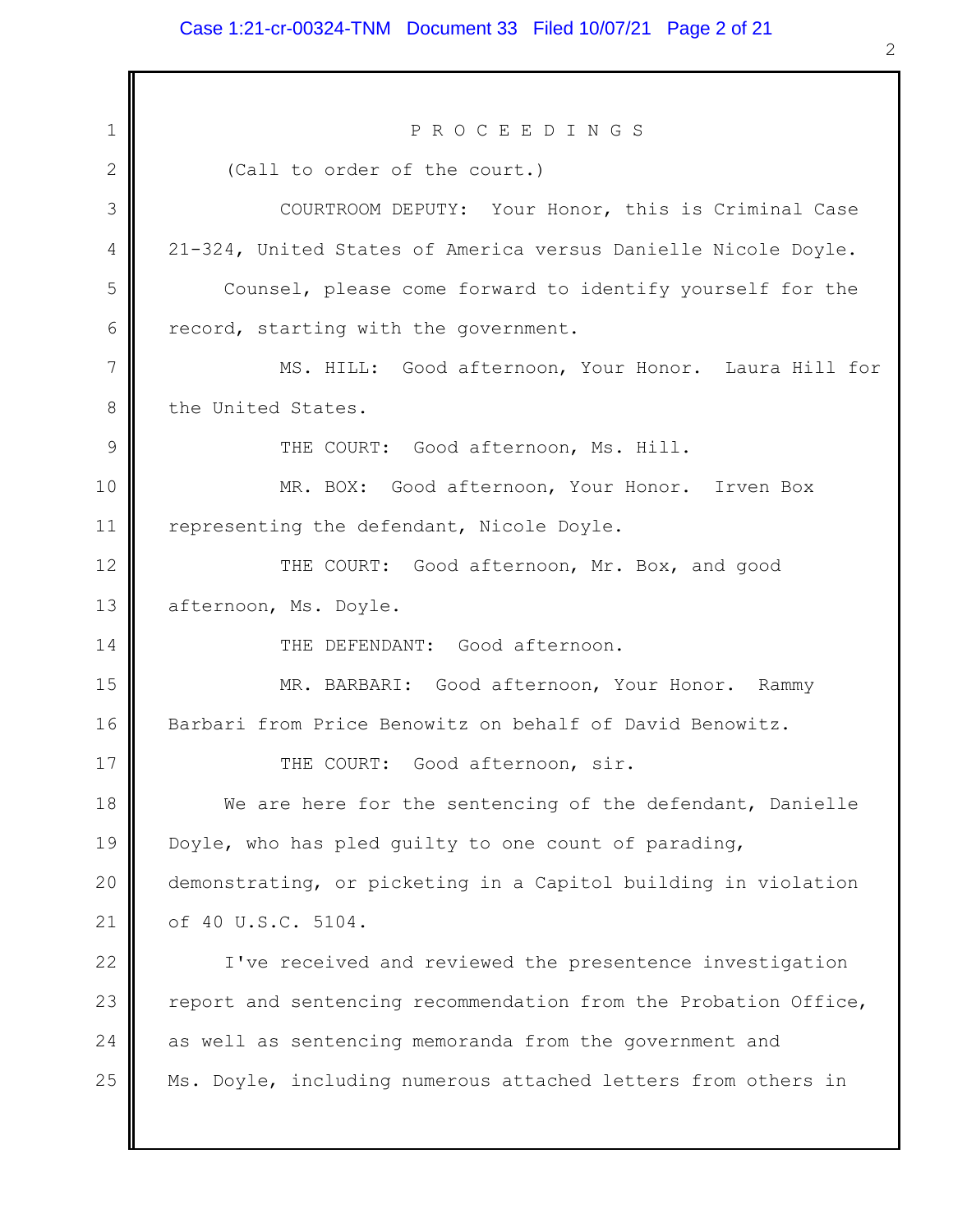P R O C E E D I N G S

(Call to order of the court.)

COURTROOM DEPUTY: Your Honor, this is Criminal Case 21-324, United States of America versus Danielle Nicole Doyle.

Counsel, please come forward to identify yourself for the record, starting with the government.

MS. HILL: Good afternoon, Your Honor. Laura Hill for the United States.

THE COURT: Good afternoon, Ms. Hill.

MR. BOX: Good afternoon, Your Honor. Irven Box representing the defendant, Nicole Doyle.

THE COURT: Good afternoon, Mr. Box, and good afternoon, Ms. Doyle.

THE DEFENDANT: Good afternoon.

MR. BARBARI: Good afternoon, Your Honor. Rammy Barbari from Price Benowitz on behalf of David Benowitz.

THE COURT: Good afternoon, sir.

We are here for the sentencing of the defendant, Danielle Doyle, who has pled guilty to one count of parading, demonstrating, or picketing in a Capitol building in violation of 40 U.S.C. 5104.

I've received and reviewed the presentence investigation report and sentencing recommendation from the Probation Office, as well as sentencing memoranda from the government and Ms. Doyle, including numerous attached letters from others in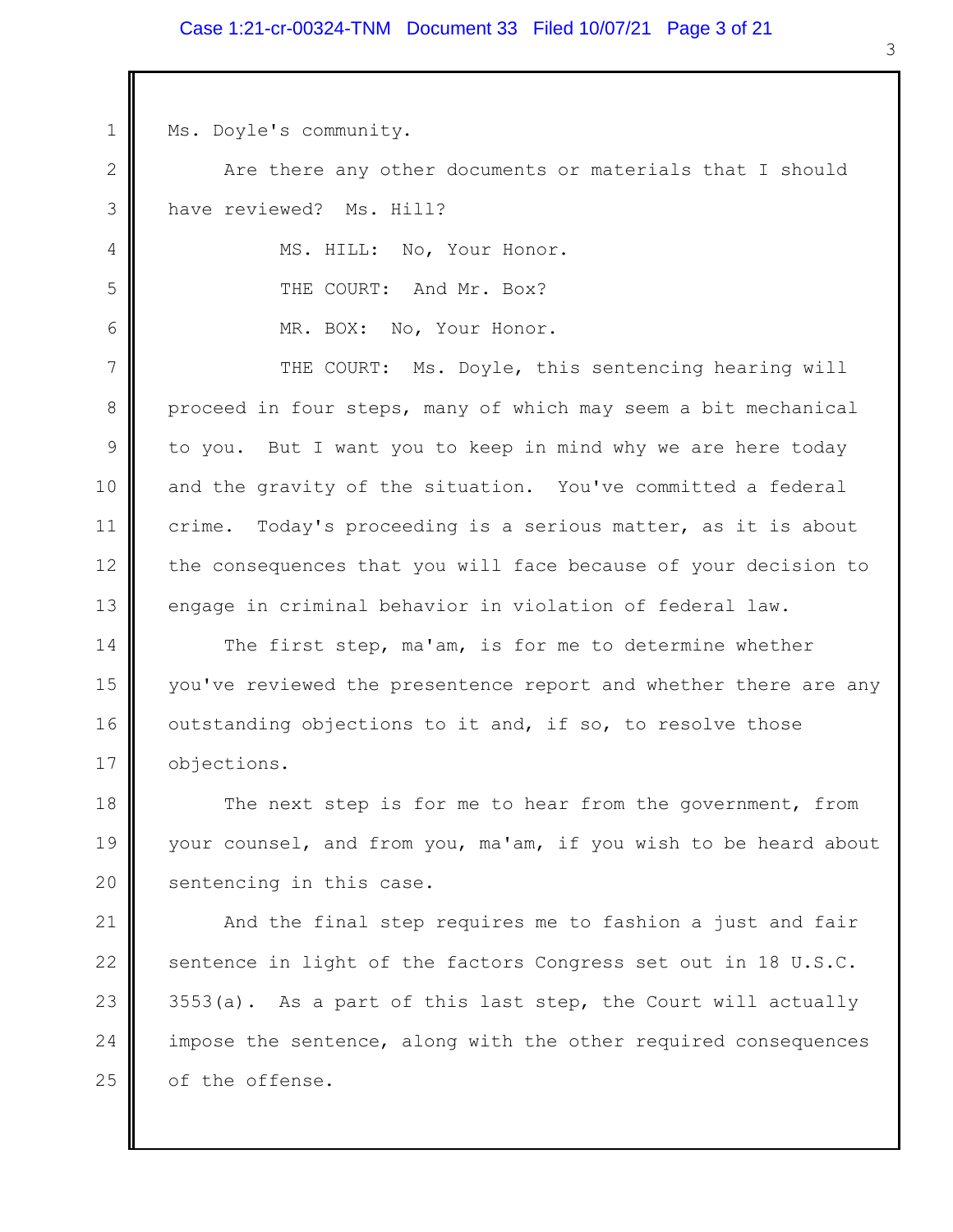Ms. Doyle's community.

Are there any other documents or materials that I should have reviewed? Ms. Hill?

MS. HILL: No, Your Honor.

THE COURT: And Mr. Box?

MR. BOX: No, Your Honor.

THE COURT: Ms. Doyle, this sentencing hearing will proceed in four steps, many of which may seem a bit mechanical to you. But I want you to keep in mind why we are here today and the gravity of the situation. You've committed a federal crime. Today's proceeding is a serious matter, as it is about the consequences that you will face because of your decision to engage in criminal behavior in violation of federal law.

The first step, ma'am, is for me to determine whether you've reviewed the presentence report and whether there are any outstanding objections to it and, if so, to resolve those objections.

The next step is for me to hear from the government, from your counsel, and from you, ma'am, if you wish to be heard about sentencing in this case.

And the final step requires me to fashion a just and fair sentence in light of the factors Congress set out in 18 U.S.C. 3553(a). As a part of this last step, the Court will actually impose the sentence, along with the other required consequences of the offense.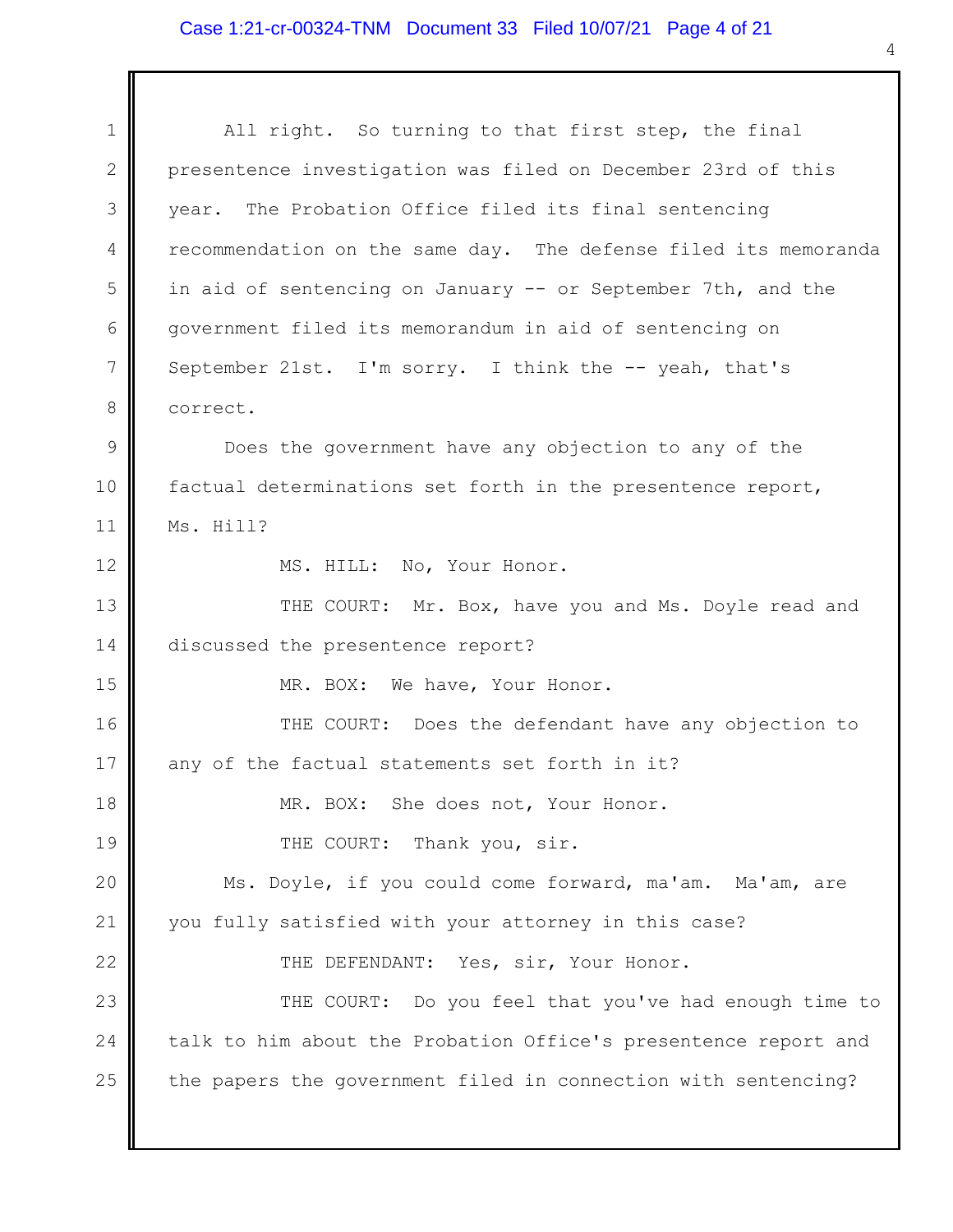All right. So turning to that first step, the final presentence investigation was filed on December 23rd of this year. The Probation Office filed its final sentencing recommendation on the same day. The defense filed its memoranda in aid of sentencing on January -- or September 7th, and the government filed its memorandum in aid of sentencing on September 21st. I'm sorry. I think the -- yeah, that's correct.

Does the government have any objection to any of the factual determinations set forth in the presentence report, Ms. Hill?

MS. HILL: No, Your Honor.

THE COURT: Mr. Box, have you and Ms. Doyle read and discussed the presentence report?

MR. BOX: We have, Your Honor.

THE COURT: Does the defendant have any objection to any of the factual statements set forth in it?

MR. BOX: She does not, Your Honor.

THE COURT: Thank you, sir.

Ms. Doyle, if you could come forward, ma'am. Ma'am, are you fully satisfied with your attorney in this case?

THE DEFENDANT: Yes, sir, Your Honor.

THE COURT: Do you feel that you've had enough time to talk to him about the Probation Office's presentence report and the papers the government filed in connection with sentencing?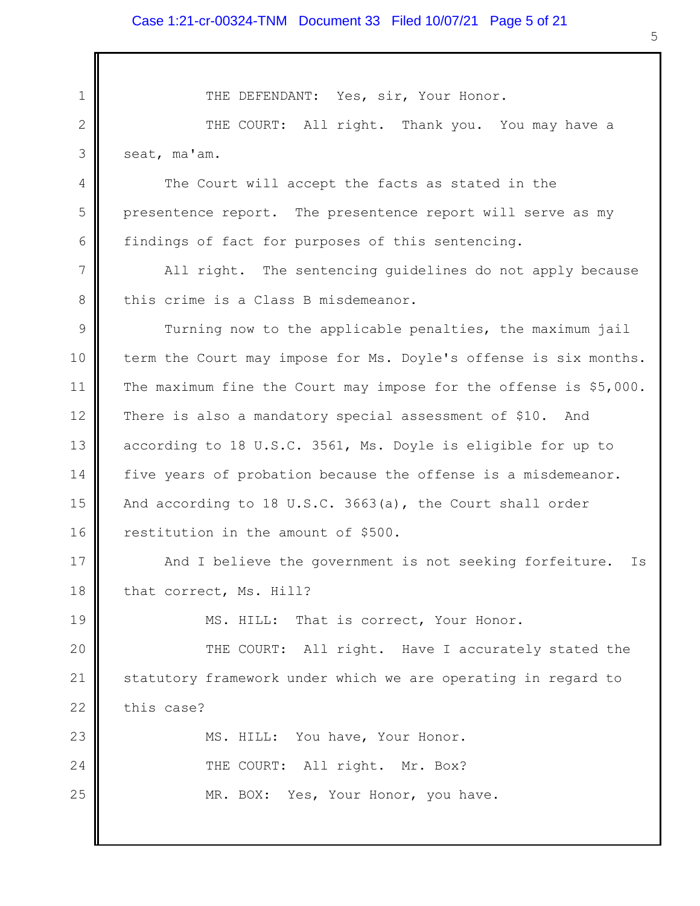THE DEFENDANT: Yes, sir, Your Honor.

THE COURT: All right. Thank you. You may have a seat, ma'am.

The Court will accept the facts as stated in the presentence report. The presentence report will serve as my findings of fact for purposes of this sentencing.

All right. The sentencing guidelines do not apply because this crime is a Class B misdemeanor.

Turning now to the applicable penalties, the maximum jail term the Court may impose for Ms. Doyle's offense is six months. The maximum fine the Court may impose for the offense is $5,000. There is also a mandatory special assessment of $10. And according to 18 U.S.C. 3561, Ms. Doyle is eligible for up to five years of probation because the offense is a misdemeanor. And according to 18 U.S.C. 3663(a), the Court shall order restitution in the amount of $500.

And I believe the government is not seeking forfeiture. Is that correct, Ms. Hill?

MS. HILL: That is correct, Your Honor.

THE COURT: All right. Have I accurately stated the statutory framework under which we are operating in regard to this case?

MS. HILL: You have, Your Honor.

THE COURT: All right. Mr. Box?

MR. BOX: Yes, Your Honor, you have.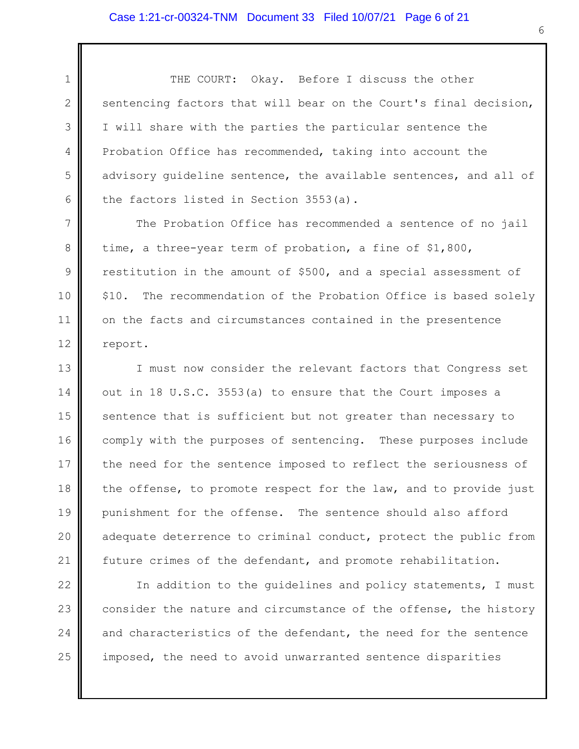THE COURT: Okay. Before I discuss the other sentencing factors that will bear on the Court's final decision, I will share with the parties the particular sentence the Probation Office has recommended, taking into account the advisory guideline sentence, the available sentences, and all of the factors listed in Section 3553(a).

The Probation Office has recommended a sentence of no jail time, a three-year term of probation, a fine of $1,800, restitution in the amount of $500, and a special assessment of $10. The recommendation of the Probation Office is based solely on the facts and circumstances contained in the presentence report.

I must now consider the relevant factors that Congress set out in 18 U.S.C. 3553(a) to ensure that the Court imposes a sentence that is sufficient but not greater than necessary to comply with the purposes of sentencing. These purposes include the need for the sentence imposed to reflect the seriousness of the offense, to promote respect for the law, and to provide just punishment for the offense. The sentence should also afford adequate deterrence to criminal conduct, protect the public from future crimes of the defendant, and promote rehabilitation.

In addition to the guidelines and policy statements, I must consider the nature and circumstance of the offense, the history and characteristics of the defendant, the need for the sentence imposed, the need to avoid unwarranted sentence disparities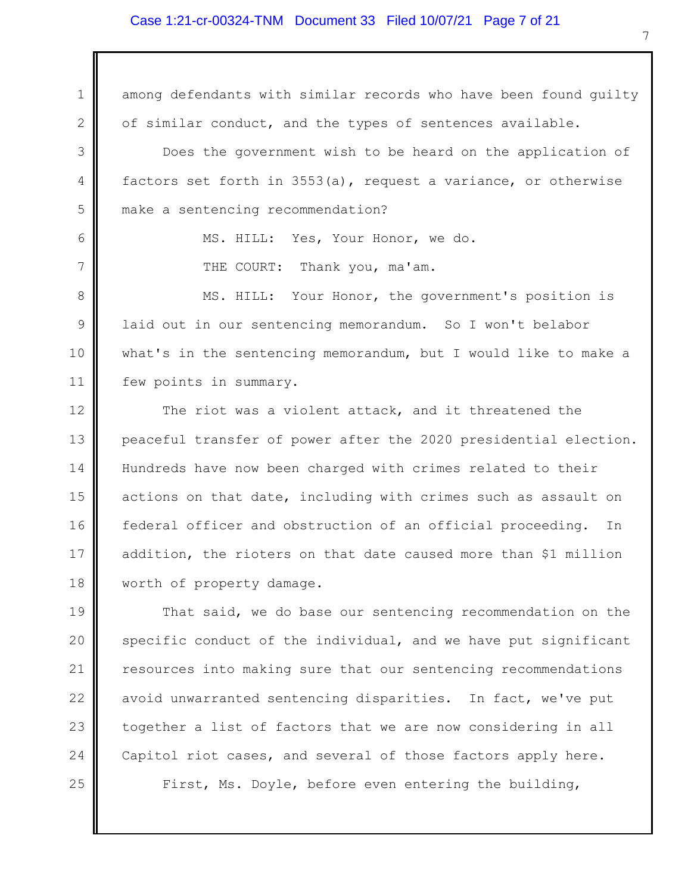among defendants with similar records who have been found guilty of similar conduct, and the types of sentences available.

Does the government wish to be heard on the application of factors set forth in 3553(a), request a variance, or otherwise make a sentencing recommendation?

MS. HILL: Yes, Your Honor, we do.

THE COURT: Thank you, ma'am.

MS. HILL: Your Honor, the government's position is laid out in our sentencing memorandum. So I won't belabor what's in the sentencing memorandum, but I would like to make a few points in summary.

The riot was a violent attack, and it threatened the peaceful transfer of power after the 2020 presidential election. Hundreds have now been charged with crimes related to their actions on that date, including with crimes such as assault on federal officer and obstruction of an official proceeding. In addition, the rioters on that date caused more than $1 million worth of property damage.

That said, we do base our sentencing recommendation on the specific conduct of the individual, and we have put significant resources into making sure that our sentencing recommendations avoid unwarranted sentencing disparities. In fact, we've put together a list of factors that we are now considering in all Capitol riot cases, and several of those factors apply here.

First, Ms. Doyle, before even entering the building,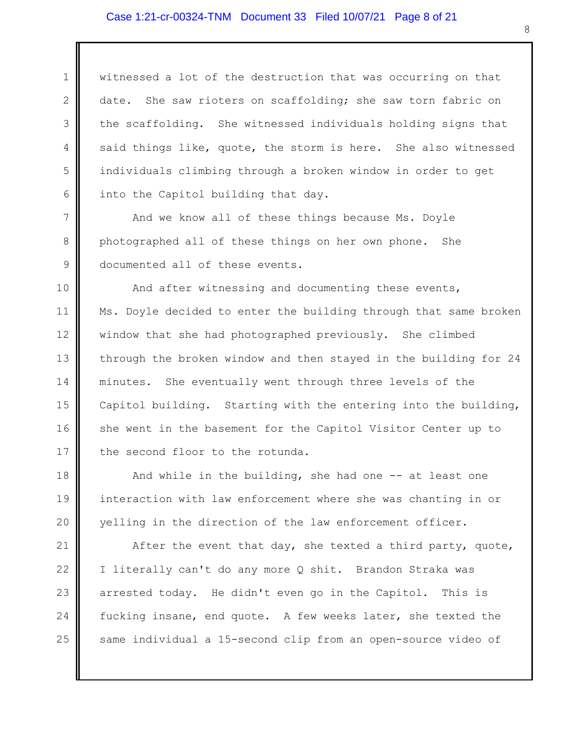witnessed a lot of the destruction that was occurring on that date. She saw rioters on scaffolding; she saw torn fabric on the scaffolding. She witnessed individuals holding signs that said things like, quote, the storm is here. She also witnessed individuals climbing through a broken window in order to get into the Capitol building that day.

And we know all of these things because Ms. Doyle photographed all of these things on her own phone. She documented all of these events.

And after witnessing and documenting these events, Ms. Doyle decided to enter the building through that same broken window that she had photographed previously. She climbed through the broken window and then stayed in the building for 24 minutes. She eventually went through three levels of the Capitol building. Starting with the entering into the building, she went in the basement for the Capitol Visitor Center up to the second floor to the rotunda.

And while in the building, she had one -- at least one interaction with law enforcement where she was chanting in or yelling in the direction of the law enforcement officer.

After the event that day, she texted a third party, quote, I literally can't do any more Q shit. Brandon Straka was arrested today. He didn't even go in the Capitol. This is fucking insane, end quote. A few weeks later, she texted the same individual a 15-second clip from an open-source video of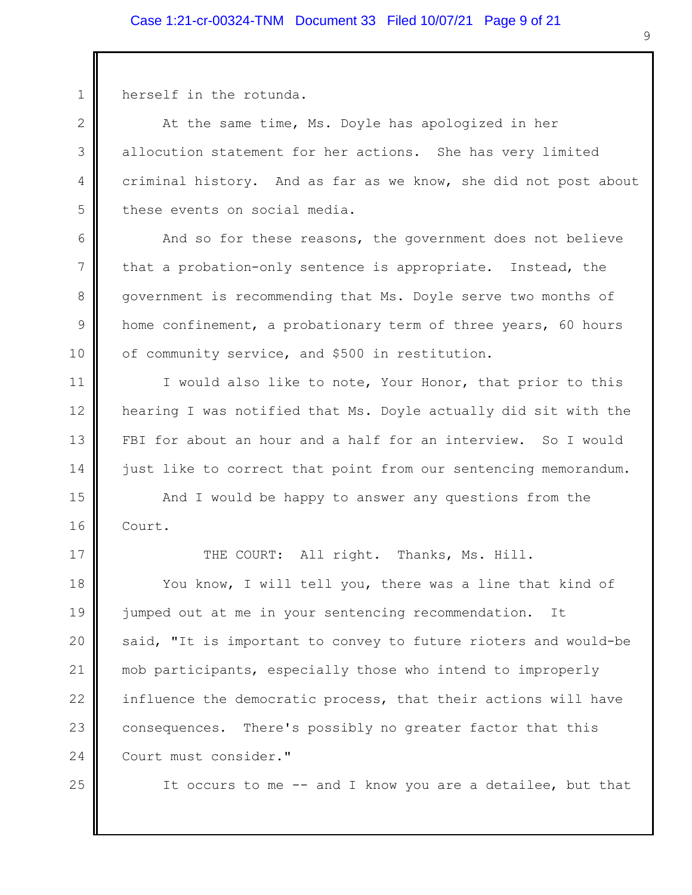herself in the rotunda.

At the same time, Ms. Doyle has apologized in her allocution statement for her actions. She has very limited criminal history. And as far as we know, she did not post about these events on social media.

And so for these reasons, the government does not believe that a probation-only sentence is appropriate. Instead, the government is recommending that Ms. Doyle serve two months of home confinement, a probationary term of three years, 60 hours of community service, and $500 in restitution.

I would also like to note, Your Honor, that prior to this hearing I was notified that Ms. Doyle actually did sit with the FBI for about an hour and a half for an interview. So I would just like to correct that point from our sentencing memorandum.

And I would be happy to answer any questions from the Court.

THE COURT: All right. Thanks, Ms. Hill.

You know, I will tell you, there was a line that kind of jumped out at me in your sentencing recommendation. It said, "It is important to convey to future rioters and would-be mob participants, especially those who intend to improperly influence the democratic process, that their actions will have consequences. There's possibly no greater factor that this Court must consider."

It occurs to me -- and I know you are a detailee, but that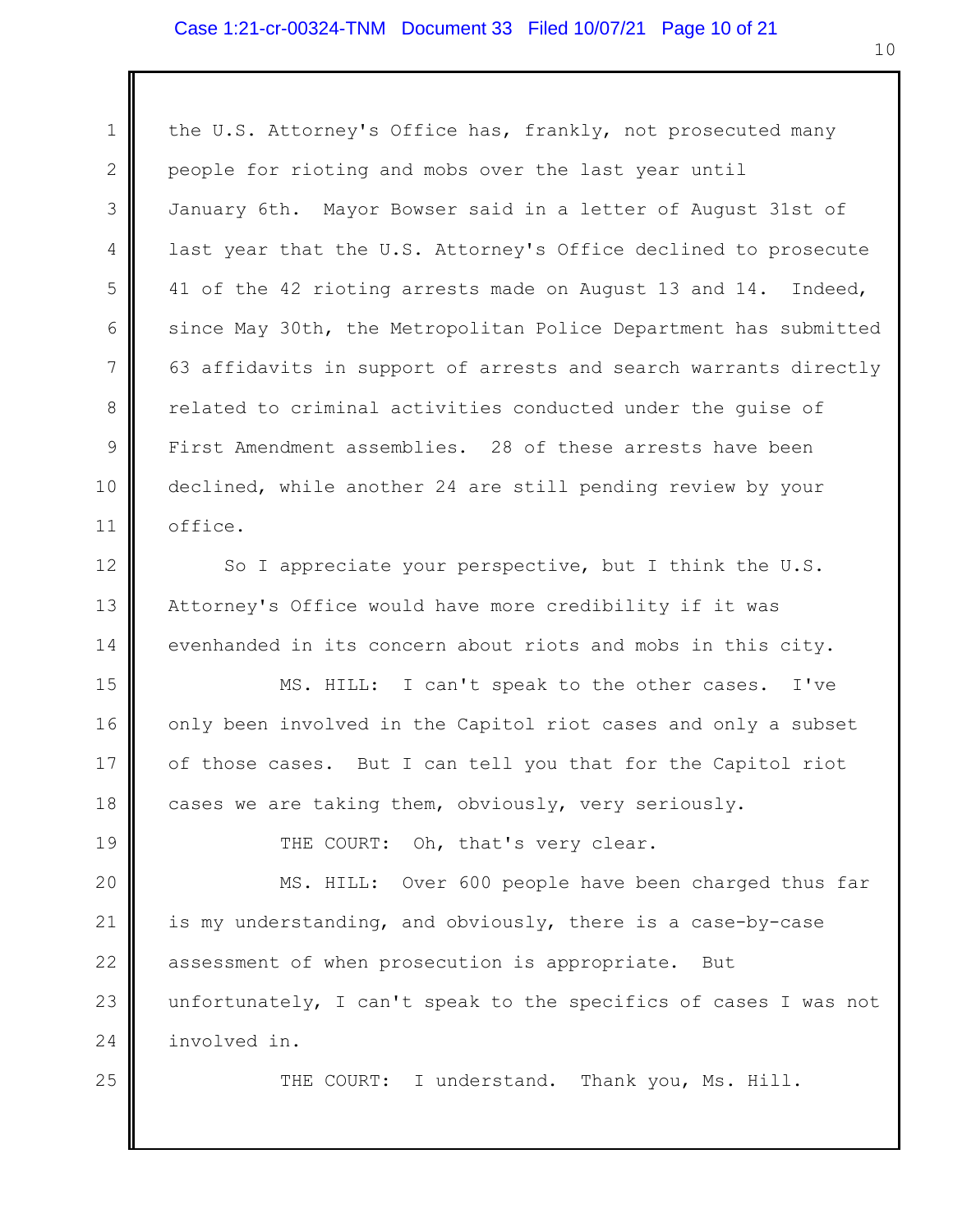the U.S. Attorney's Office has, frankly, not prosecuted many people for rioting and mobs over the last year until January 6th. Mayor Bowser said in a letter of August 31st of last year that the U.S. Attorney's Office declined to prosecute 41 of the 42 rioting arrests made on August 13 and 14. Indeed, since May 30th, the Metropolitan Police Department has submitted 63 affidavits in support of arrests and search warrants directly related to criminal activities conducted under the guise of First Amendment assemblies. 28 of these arrests have been declined, while another 24 are still pending review by your office.

So I appreciate your perspective, but I think the U.S. Attorney's Office would have more credibility if it was evenhanded in its concern about riots and mobs in this city.

MS. HILL: I can't speak to the other cases. I've only been involved in the Capitol riot cases and only a subset of those cases. But I can tell you that for the Capitol riot cases we are taking them, obviously, very seriously.

THE COURT: Oh, that's very clear.

MS. HILL: Over 600 people have been charged thus far is my understanding, and obviously, there is a case-by-case assessment of when prosecution is appropriate. But unfortunately, I can't speak to the specifics of cases I was not involved in.

THE COURT: I understand. Thank you, Ms. Hill.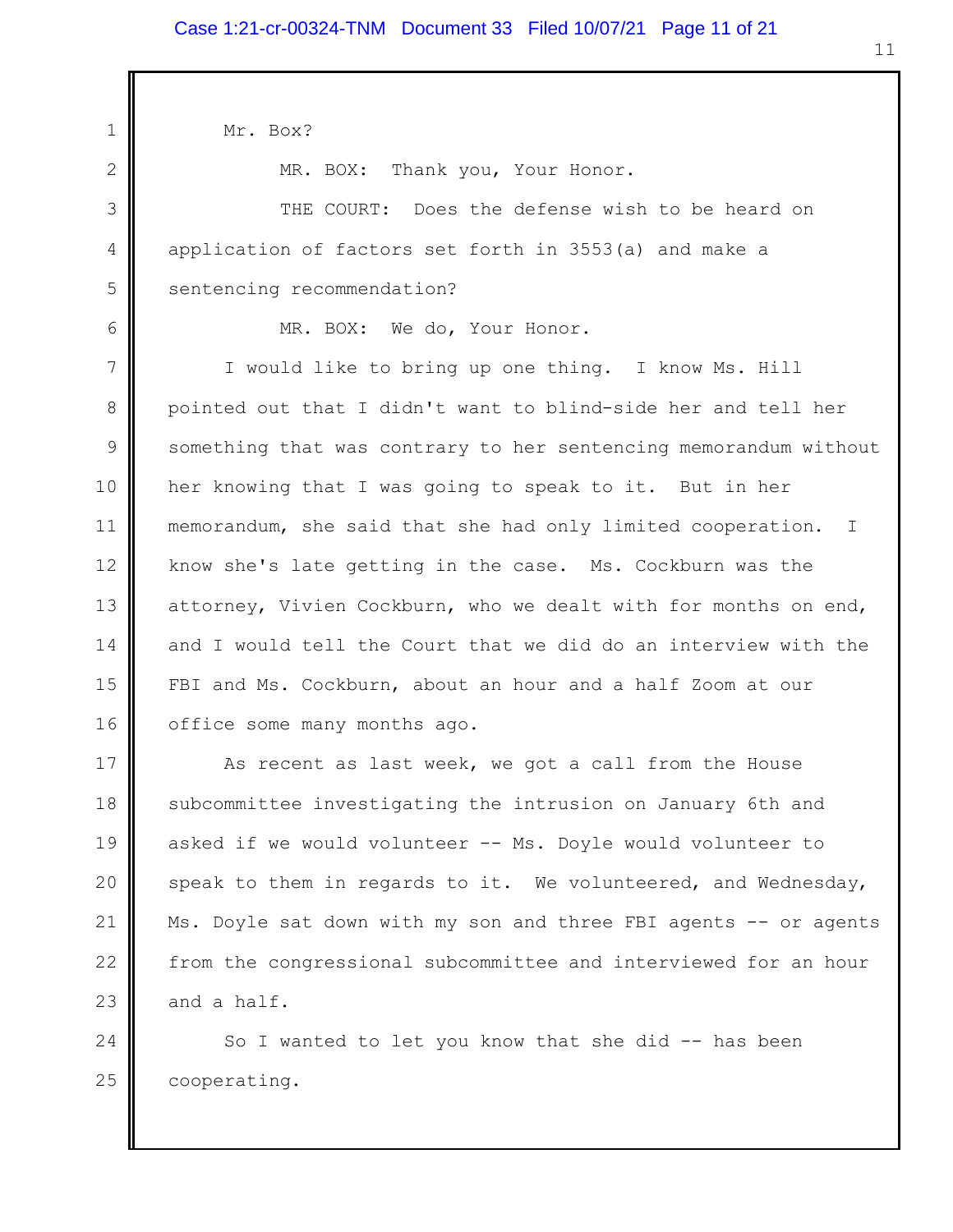Mr. Box?

MR. BOX: Thank you, Your Honor.

THE COURT: Does the defense wish to be heard on application of factors set forth in 3553(a) and make a sentencing recommendation?

MR. BOX: We do, Your Honor.

I would like to bring up one thing. I know Ms. Hill pointed out that I didn't want to blind-side her and tell her something that was contrary to her sentencing memorandum without her knowing that I was going to speak to it. But in her memorandum, she said that she had only limited cooperation. I know she's late getting in the case. Ms. Cockburn was the attorney, Vivien Cockburn, who we dealt with for months on end, and I would tell the Court that we did do an interview with the FBI and Ms. Cockburn, about an hour and a half Zoom at our office some many months ago.

As recent as last week, we got a call from the House subcommittee investigating the intrusion on January 6th and asked if we would volunteer -- Ms. Doyle would volunteer to speak to them in regards to it. We volunteered, and Wednesday, Ms. Doyle sat down with my son and three FBI agents -- or agents from the congressional subcommittee and interviewed for an hour and a half.

So I wanted to let you know that she did -- has been cooperating.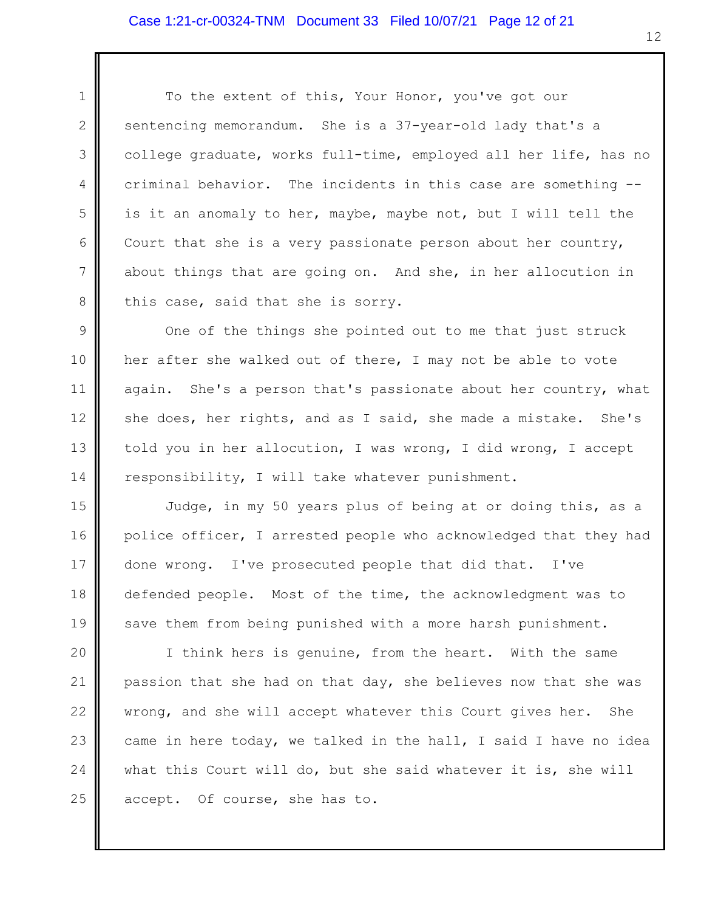To the extent of this, Your Honor, you've got our sentencing memorandum. She is a 37-year-old lady that's a college graduate, works full-time, employed all her life, has no criminal behavior. The incidents in this case are something -- is it an anomaly to her, maybe, maybe not, but I will tell the Court that she is a very passionate person about her country, about things that are going on. And she, in her allocution in this case, said that she is sorry.

One of the things she pointed out to me that just struck her after she walked out of there, I may not be able to vote again. She's a person that's passionate about her country, what she does, her rights, and as I said, she made a mistake. She's told you in her allocution, I was wrong, I did wrong, I accept responsibility, I will take whatever punishment.

Judge, in my 50 years plus of being at or doing this, as a police officer, I arrested people who acknowledged that they had done wrong. I've prosecuted people that did that. I've defended people. Most of the time, the acknowledgment was to save them from being punished with a more harsh punishment.

I think hers is genuine, from the heart. With the same passion that she had on that day, she believes now that she was wrong, and she will accept whatever this Court gives her. She came in here today, we talked in the hall, I said I have no idea what this Court will do, but she said whatever it is, she will accept. Of course, she has to.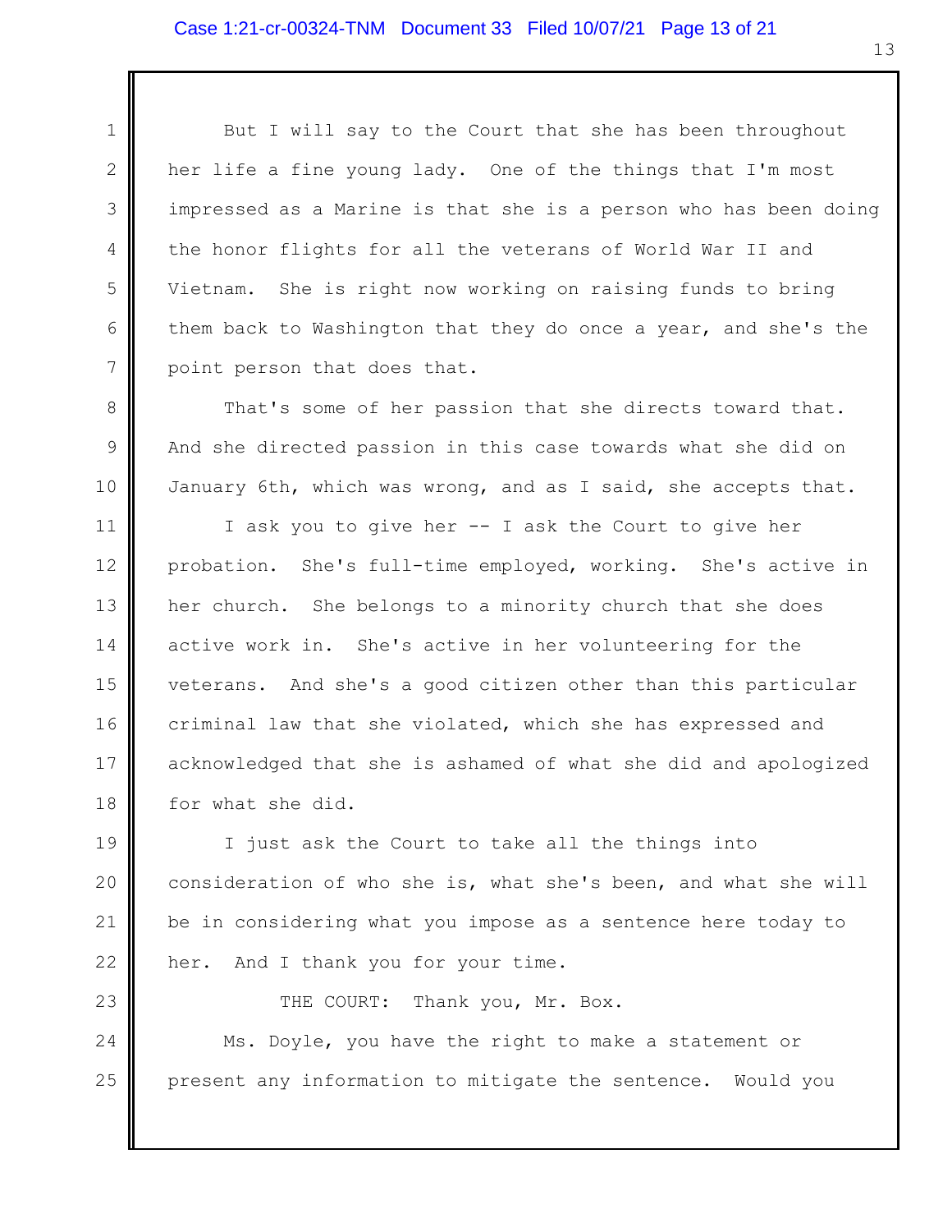But I will say to the Court that she has been throughout her life a fine young lady. One of the things that I'm most impressed as a Marine is that she is a person who has been doing the honor flights for all the veterans of World War II and Vietnam. She is right now working on raising funds to bring them back to Washington that they do once a year, and she's the point person that does that.

That's some of her passion that she directs toward that. And she directed passion in this case towards what she did on January 6th, which was wrong, and as I said, she accepts that.

I ask you to give her -- I ask the Court to give her probation. She's full-time employed, working. She's active in her church. She belongs to a minority church that she does active work in. She's active in her volunteering for the veterans. And she's a good citizen other than this particular criminal law that she violated, which she has expressed and acknowledged that she is ashamed of what she did and apologized for what she did.

I just ask the Court to take all the things into consideration of who she is, what she's been, and what she will be in considering what you impose as a sentence here today to her. And I thank you for your time.

THE COURT: Thank you, Mr. Box.

Ms. Doyle, you have the right to make a statement or present any information to mitigate the sentence. Would you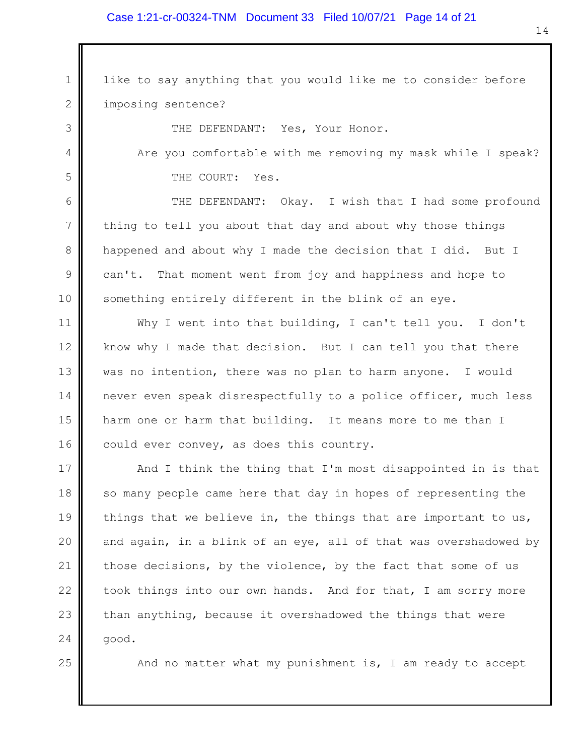like to say anything that you would like me to consider before imposing sentence?

THE DEFENDANT: Yes, Your Honor.

Are you comfortable with me removing my mask while I speak?

THE COURT: Yes.

THE DEFENDANT: Okay. I wish that I had some profound thing to tell you about that day and about why those things happened and about why I made the decision that I did. But I can't. That moment went from joy and happiness and hope to something entirely different in the blink of an eye.

Why I went into that building, I can't tell you. I don't know why I made that decision. But I can tell you that there was no intention, there was no plan to harm anyone. I would never even speak disrespectfully to a police officer, much less harm one or harm that building. It means more to me than I could ever convey, as does this country.

And I think the thing that I'm most disappointed in is that so many people came here that day in hopes of representing the things that we believe in, the things that are important to us, and again, in a blink of an eye, all of that was overshadowed by those decisions, by the violence, by the fact that some of us took things into our own hands. And for that, I am sorry more than anything, because it overshadowed the things that were good.

And no matter what my punishment is, I am ready to accept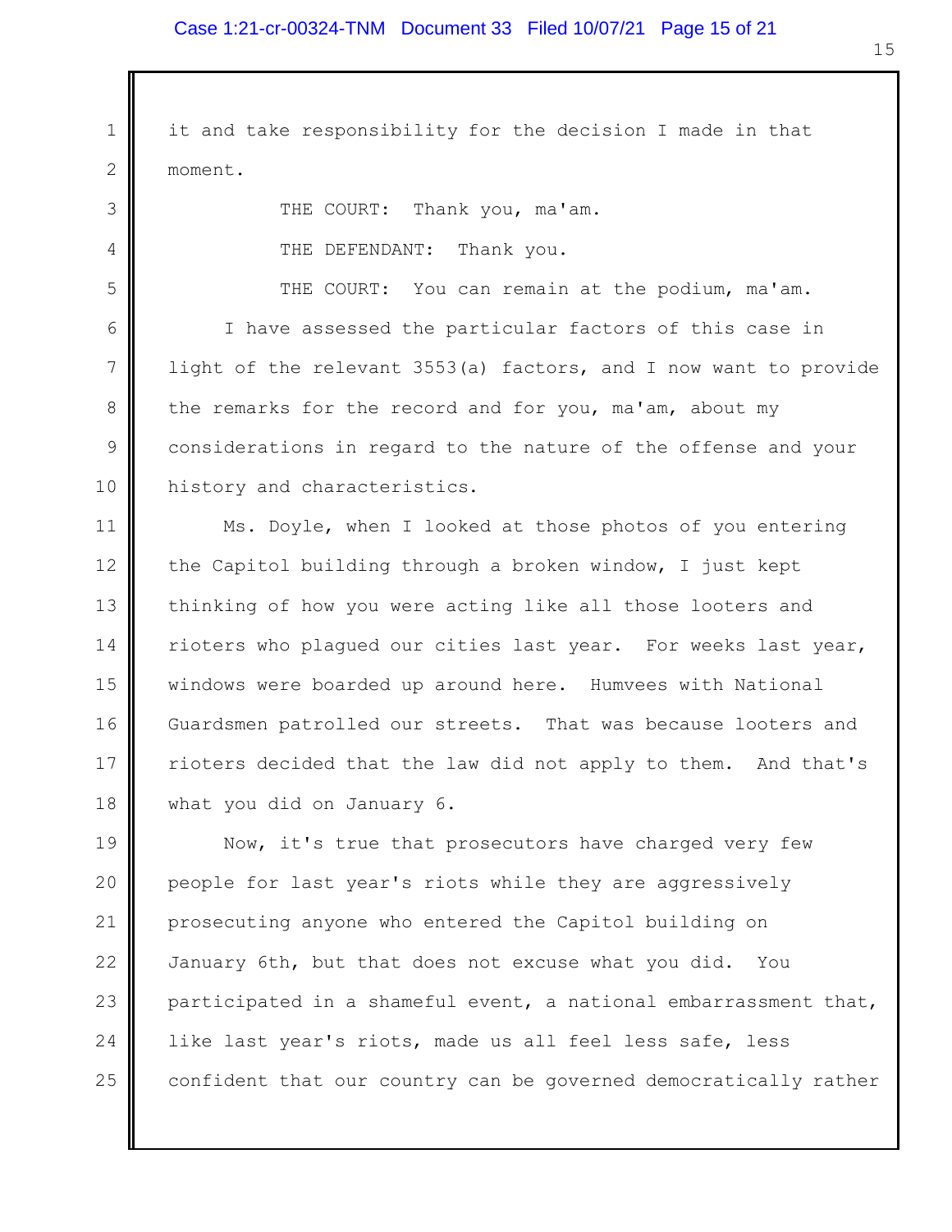it and take responsibility for the decision I made in that moment.

THE COURT: Thank you, ma'am.

THE DEFENDANT: Thank you.

THE COURT: You can remain at the podium, ma'am.

I have assessed the particular factors of this case in light of the relevant 3553(a) factors, and I now want to provide the remarks for the record and for you, ma'am, about my considerations in regard to the nature of the offense and your history and characteristics.

Ms. Doyle, when I looked at those photos of you entering the Capitol building through a broken window, I just kept thinking of how you were acting like all those looters and rioters who plagued our cities last year. For weeks last year, windows were boarded up around here. Humvees with National Guardsmen patrolled our streets. That was because looters and rioters decided that the law did not apply to them. And that's what you did on January 6.

Now, it's true that prosecutors have charged very few people for last year's riots while they are aggressively prosecuting anyone who entered the Capitol building on January 6th, but that does not excuse what you did. You participated in a shameful event, a national embarrassment that, like last year's riots, made us all feel less safe, less confident that our country can be governed democratically rather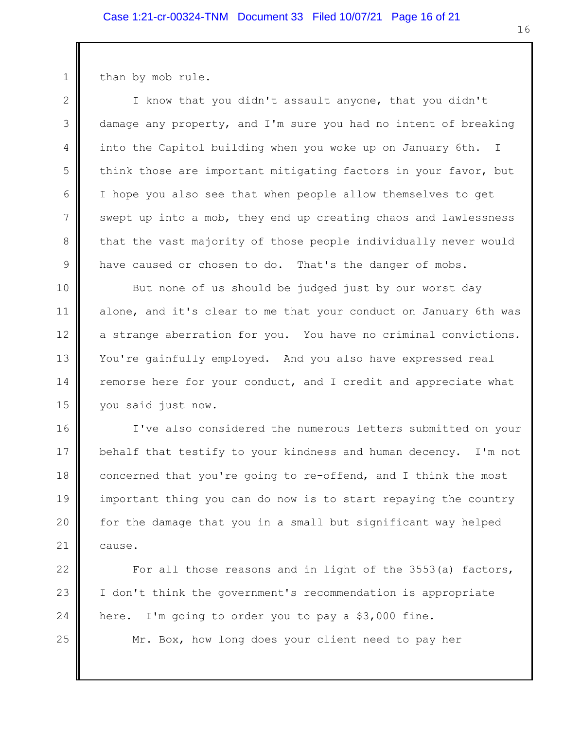than by mob rule.

I know that you didn't assault anyone, that you didn't damage any property, and I'm sure you had no intent of breaking into the Capitol building when you woke up on January 6th. I think those are important mitigating factors in your favor, but I hope you also see that when people allow themselves to get swept up into a mob, they end up creating chaos and lawlessness that the vast majority of those people individually never would have caused or chosen to do. That's the danger of mobs.

But none of us should be judged just by our worst day alone, and it's clear to me that your conduct on January 6th was a strange aberration for you. You have no criminal convictions. You're gainfully employed. And you also have expressed real remorse here for your conduct, and I credit and appreciate what you said just now.

I've also considered the numerous letters submitted on your behalf that testify to your kindness and human decency. I'm not concerned that you're going to re-offend, and I think the most important thing you can do now is to start repaying the country for the damage that you in a small but significant way helped cause.

For all those reasons and in light of the 3553(a) factors, I don't think the government's recommendation is appropriate here. I'm going to order you to pay a $3,000 fine.

Mr. Box, how long does your client need to pay her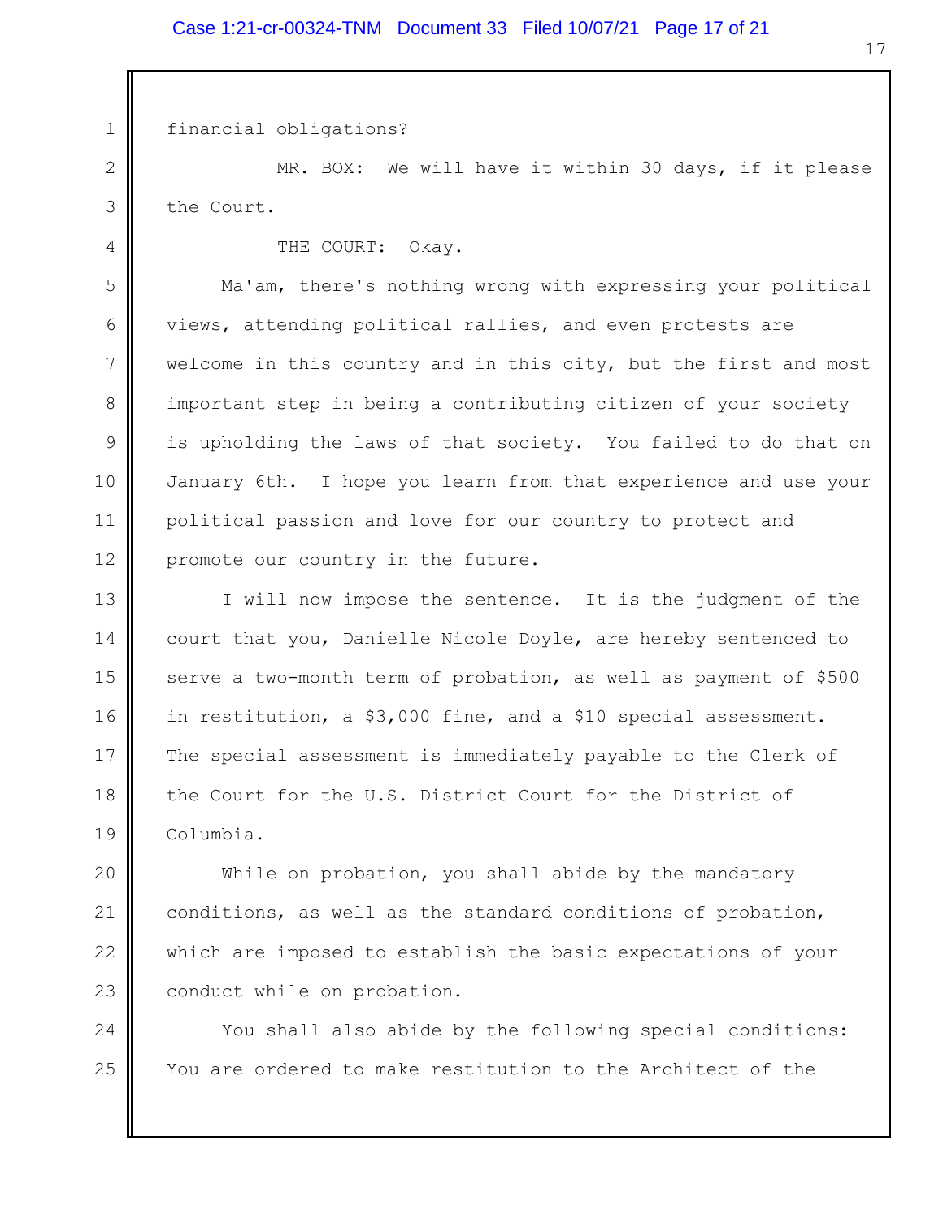financial obligations?

MR. BOX: We will have it within 30 days, if it please the Court.

THE COURT: Okay.

Ma'am, there's nothing wrong with expressing your political views, attending political rallies, and even protests are welcome in this country and in this city, but the first and most important step in being a contributing citizen of your society is upholding the laws of that society. You failed to do that on January 6th. I hope you learn from that experience and use your political passion and love for our country to protect and promote our country in the future.

I will now impose the sentence. It is the judgment of the court that you, Danielle Nicole Doyle, are hereby sentenced to serve a two-month term of probation, as well as payment of $500 in restitution, a $3,000 fine, and a $10 special assessment. The special assessment is immediately payable to the Clerk of the Court for the U.S. District Court for the District of Columbia.

While on probation, you shall abide by the mandatory conditions, as well as the standard conditions of probation, which are imposed to establish the basic expectations of your conduct while on probation.

You shall also abide by the following special conditions: You are ordered to make restitution to the Architect of the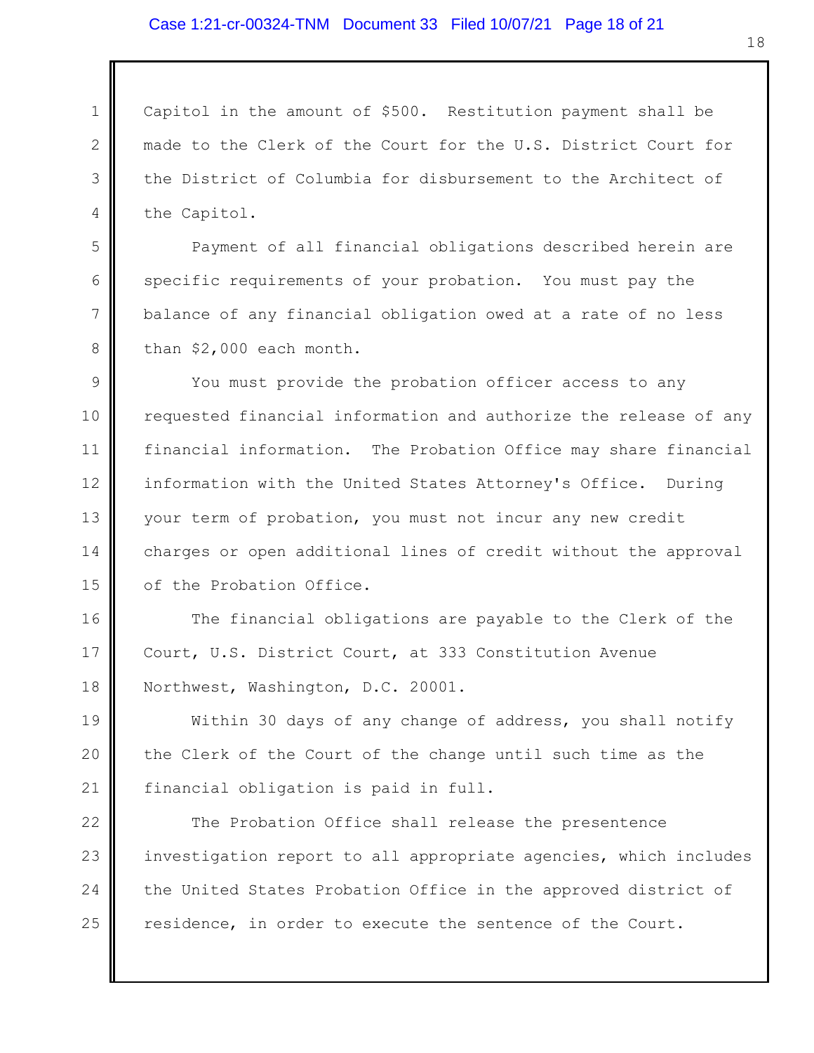Capitol in the amount of $500. Restitution payment shall be made to the Clerk of the Court for the U.S. District Court for the District of Columbia for disbursement to the Architect of the Capitol.

Payment of all financial obligations described herein are specific requirements of your probation. You must pay the balance of any financial obligation owed at a rate of no less than $2,000 each month.

You must provide the probation officer access to any requested financial information and authorize the release of any financial information. The Probation Office may share financial information with the United States Attorney's Office. During your term of probation, you must not incur any new credit charges or open additional lines of credit without the approval of the Probation Office.

The financial obligations are payable to the Clerk of the Court, U.S. District Court, at 333 Constitution Avenue Northwest, Washington, D.C. 20001.

Within 30 days of any change of address, you shall notify the Clerk of the Court of the change until such time as the financial obligation is paid in full.

The Probation Office shall release the presentence investigation report to all appropriate agencies, which includes the United States Probation Office in the approved district of residence, in order to execute the sentence of the Court.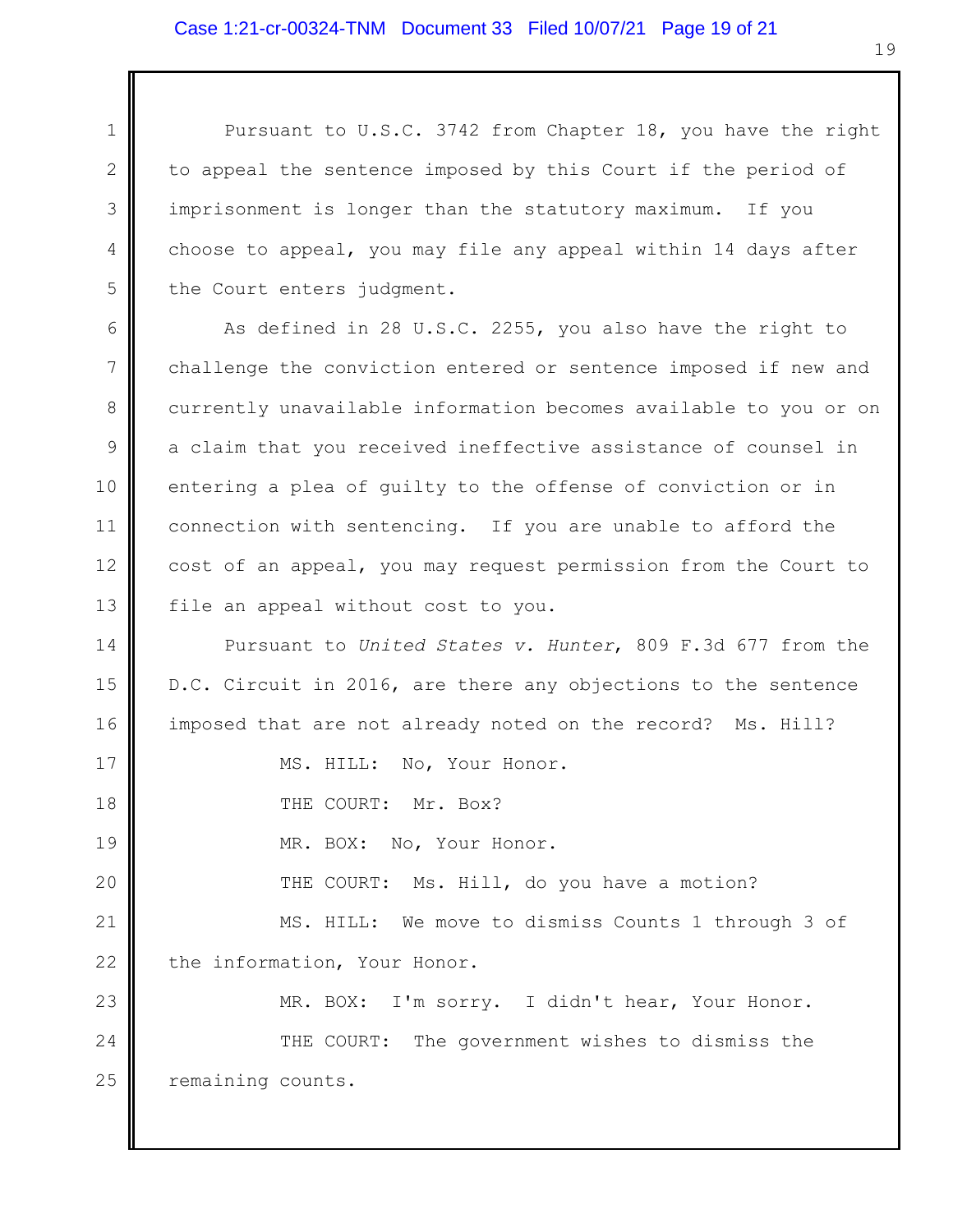Pursuant to U.S.C. 3742 from Chapter 18, you have the right to appeal the sentence imposed by this Court if the period of imprisonment is longer than the statutory maximum. If you choose to appeal, you may file any appeal within 14 days after the Court enters judgment.

As defined in 28 U.S.C. 2255, you also have the right to challenge the conviction entered or sentence imposed if new and currently unavailable information becomes available to you or on a claim that you received ineffective assistance of counsel in entering a plea of guilty to the offense of conviction or in connection with sentencing. If you are unable to afford the cost of an appeal, you may request permission from the Court to file an appeal without cost to you.

Pursuant to *United States v. Hunter*, 809 F.3d 677 from the D.C. Circuit in 2016, are there any objections to the sentence imposed that are not already noted on the record? Ms. Hill?

MS. HILL: No, Your Honor.

THE COURT: Mr. Box?

MR. BOX: No, Your Honor.

THE COURT: Ms. Hill, do you have a motion?

MS. HILL: We move to dismiss Counts 1 through 3 of the information, Your Honor.

MR. BOX: I'm sorry. I didn't hear, Your Honor.

THE COURT: The government wishes to dismiss the remaining counts.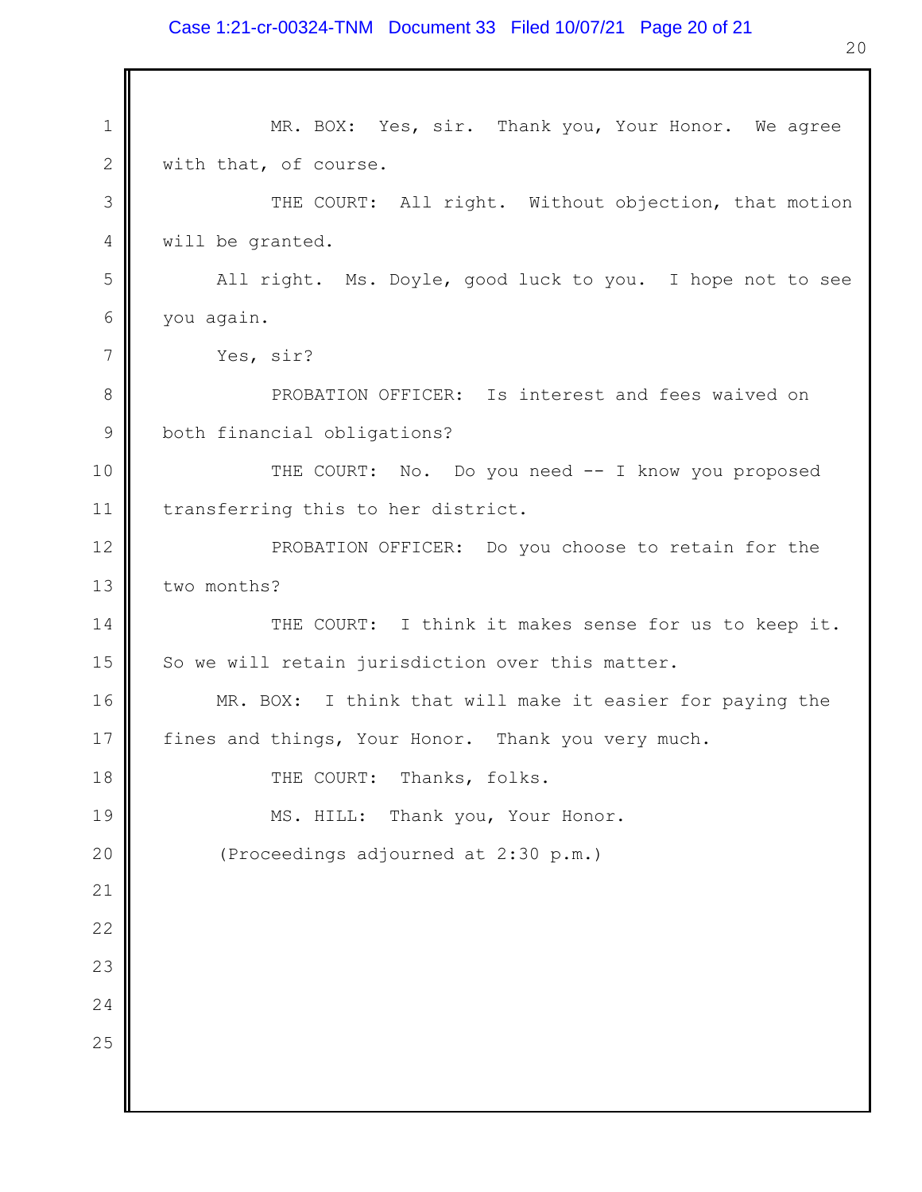MR. BOX: Yes, sir. Thank you, Your Honor. We agree with that, of course.

THE COURT: All right. Without objection, that motion will be granted.

All right. Ms. Doyle, good luck to you. I hope not to see you again.

Yes, sir?

PROBATION OFFICER: Is interest and fees waived on both financial obligations?

THE COURT: No. Do you need -- I know you proposed transferring this to her district.

PROBATION OFFICER: Do you choose to retain for the two months?

THE COURT: I think it makes sense for us to keep it. So we will retain jurisdiction over this matter.

MR. BOX: I think that will make it easier for paying the fines and things, Your Honor. Thank you very much.

THE COURT: Thanks, folks.

MS. HILL: Thank you, Your Honor.

(Proceedings adjourned at 2:30 p.m.)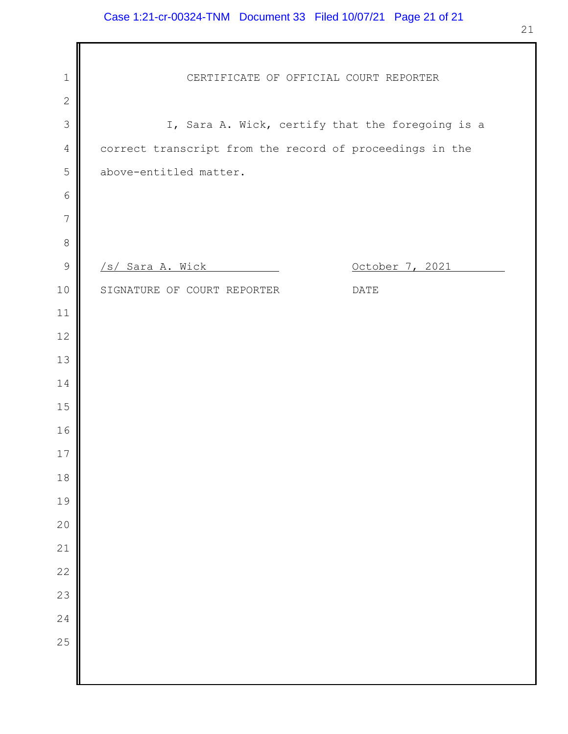# CERTIFICATE OF OFFICIAL COURT REPORTER

I, Sara A. Wick, certify that the foregoing is a correct transcript from the record of proceedings in the above-entitled matter.

/s/ Sara A. Wick

SIGNATURE OF COURT REPORTER

October 7, 2021

DATE